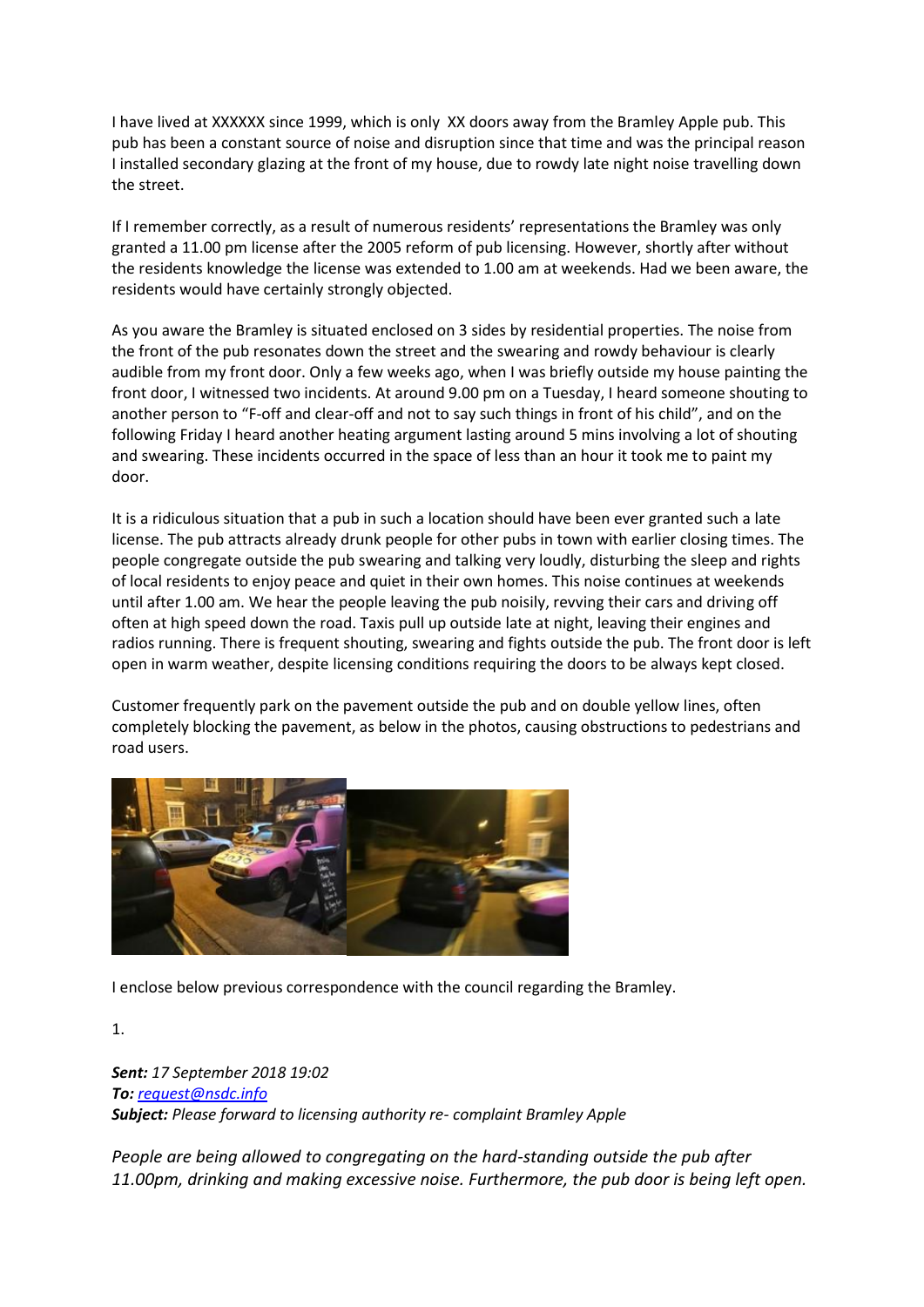I have lived at XXXXXX since 1999, which is only XX doors away from the Bramley Apple pub. This pub has been a constant source of noise and disruption since that time and was the principal reason I installed secondary glazing at the front of my house, due to rowdy late night noise travelling down the street.

If I remember correctly, as a result of numerous residents' representations the Bramley was only granted a 11.00 pm license after the 2005 reform of pub licensing. However, shortly after without the residents knowledge the license was extended to 1.00 am at weekends. Had we been aware, the residents would have certainly strongly objected.

As you aware the Bramley is situated enclosed on 3 sides by residential properties. The noise from the front of the pub resonates down the street and the swearing and rowdy behaviour is clearly audible from my front door. Only a few weeks ago, when I was briefly outside my house painting the front door, I witnessed two incidents. At around 9.00 pm on a Tuesday, I heard someone shouting to another person to "F-off and clear-off and not to say such things in front of his child", and on the following Friday I heard another heating argument lasting around 5 mins involving a lot of shouting and swearing. These incidents occurred in the space of less than an hour it took me to paint my door.

It is a ridiculous situation that a pub in such a location should have been ever granted such a late license. The pub attracts already drunk people for other pubs in town with earlier closing times. The people congregate outside the pub swearing and talking very loudly, disturbing the sleep and rights of local residents to enjoy peace and quiet in their own homes. This noise continues at weekends until after 1.00 am. We hear the people leaving the pub noisily, revving their cars and driving off often at high speed down the road. Taxis pull up outside late at night, leaving their engines and radios running. There is frequent shouting, swearing and fights outside the pub. The front door is left open in warm weather, despite licensing conditions requiring the doors to be always kept closed.

Customer frequently park on the pavement outside the pub and on double yellow lines, often completely blocking the pavement, as below in the photos, causing obstructions to pedestrians and road users.

I enclose below previous correspondence with the council regarding the Bramley.

1.

***Sent:*** *17 September 2018 19:02*
***To:*** *request@nsdc.info*
***Subject:*** *Please forward to licensing authority re- complaint Bramley Apple*

*People are being allowed to congregating on the hard-standing outside the pub after 11.00pm, drinking and making excessive noise. Furthermore, the pub door is being left open.*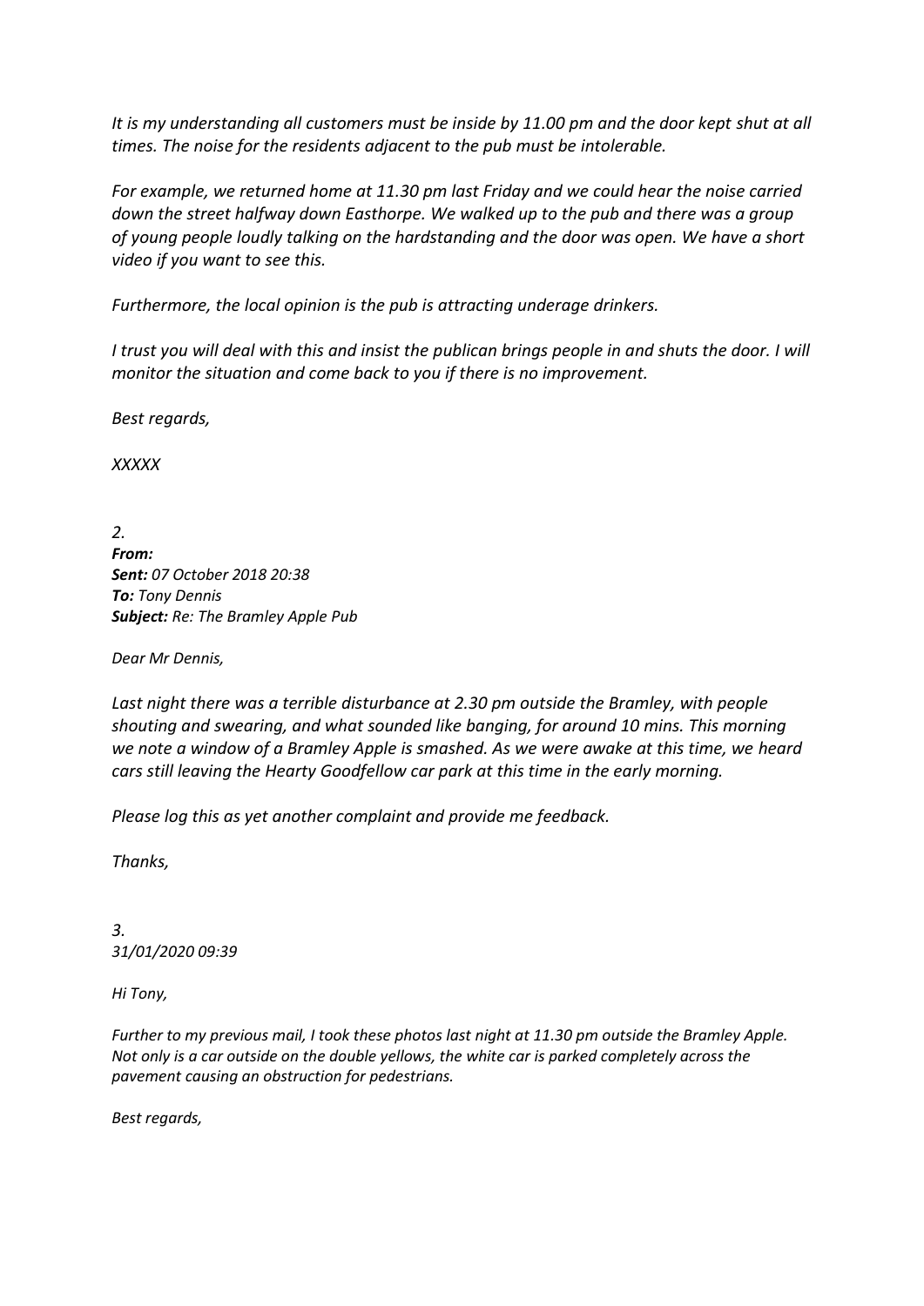*It is my understanding all customers must be inside by 11.00 pm and the door kept shut at all times. The noise for the residents adjacent to the pub must be intolerable.*

*For example, we returned home at 11.30 pm last Friday and we could hear the noise carried down the street halfway down Easthorpe. We walked up to the pub and there was a group of young people loudly talking on the hardstanding and the door was open. We have a short video if you want to see this.*

*Furthermore, the local opinion is the pub is attracting underage drinkers.*

*I trust you will deal with this and insist the publican brings people in and shuts the door. I will monitor the situation and come back to you if there is no improvement.*

*Best regards,*

*XXXXX*

*2.*
***From:***
***Sent:*** *07 October 2018 20:38*
***To:*** *Tony Dennis*
***Subject:*** *Re: The Bramley Apple Pub*

*Dear Mr Dennis,*

*Last night there was a terrible disturbance at 2.30 pm outside the Bramley, with people shouting and swearing, and what sounded like banging, for around 10 mins. This morning we note a window of a Bramley Apple is smashed. As we were awake at this time, we heard cars still leaving the Hearty Goodfellow car park at this time in the early morning.*

*Please log this as yet another complaint and provide me feedback.*

*Thanks,*

*3.*
*31/01/2020 09:39*

*Hi Tony,*

*Further to my previous mail, I took these photos last night at 11.30 pm outside the Bramley Apple. Not only is a car outside on the double yellows, the white car is parked completely across the pavement causing an obstruction for pedestrians.*

*Best regards,*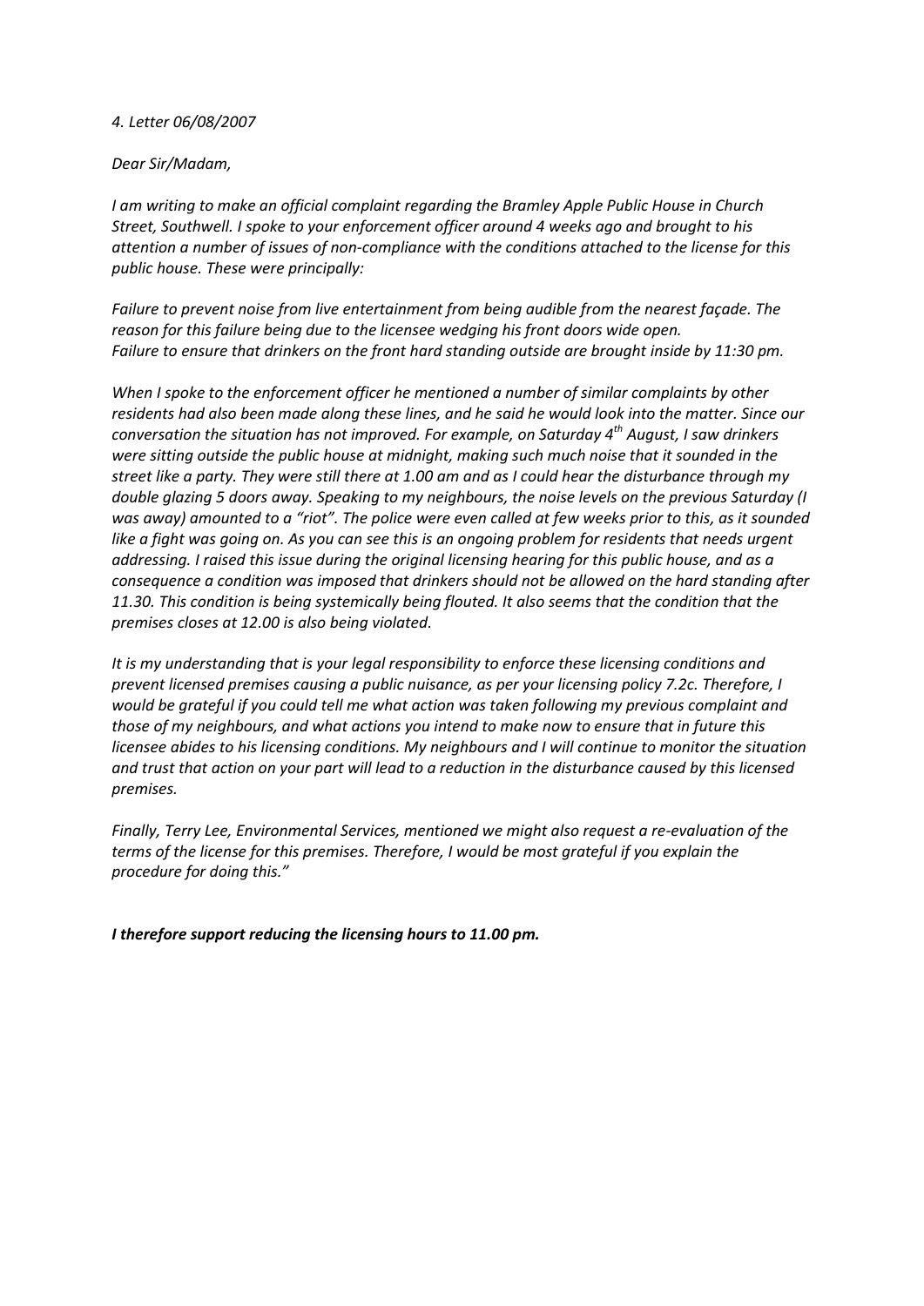*4. Letter 06/08/2007*

*Dear Sir/Madam,*

*I am writing to make an official complaint regarding the Bramley Apple Public House in Church Street, Southwell. I spoke to your enforcement officer around 4 weeks ago and brought to his attention a number of issues of non-compliance with the conditions attached to the license for this public house. These were principally:*

*Failure to prevent noise from live entertainment from being audible from the nearest façade. The reason for this failure being due to the licensee wedging his front doors wide open.*
*Failure to ensure that drinkers on the front hard standing outside are brought inside by 11:30 pm.*

*When I spoke to the enforcement officer he mentioned a number of similar complaints by other residents had also been made along these lines, and he said he would look into the matter. Since our conversation the situation has not improved. For example, on Saturday 4th August, I saw drinkers were sitting outside the public house at midnight, making such much noise that it sounded in the street like a party. They were still there at 1.00 am and as I could hear the disturbance through my double glazing 5 doors away. Speaking to my neighbours, the noise levels on the previous Saturday (I was away) amounted to a "riot". The police were even called at few weeks prior to this, as it sounded like a fight was going on. As you can see this is an ongoing problem for residents that needs urgent addressing. I raised this issue during the original licensing hearing for this public house, and as a consequence a condition was imposed that drinkers should not be allowed on the hard standing after 11.30. This condition is being systemically being flouted. It also seems that the condition that the premises closes at 12.00 is also being violated.*

*It is my understanding that is your legal responsibility to enforce these licensing conditions and prevent licensed premises causing a public nuisance, as per your licensing policy 7.2c. Therefore, I would be grateful if you could tell me what action was taken following my previous complaint and those of my neighbours, and what actions you intend to make now to ensure that in future this licensee abides to his licensing conditions. My neighbours and I will continue to monitor the situation and trust that action on your part will lead to a reduction in the disturbance caused by this licensed premises.*

*Finally, Terry Lee, Environmental Services, mentioned we might also request a re-evaluation of the terms of the license for this premises. Therefore, I would be most grateful if you explain the procedure for doing this."*

***I therefore support reducing the licensing hours to 11.00 pm.***